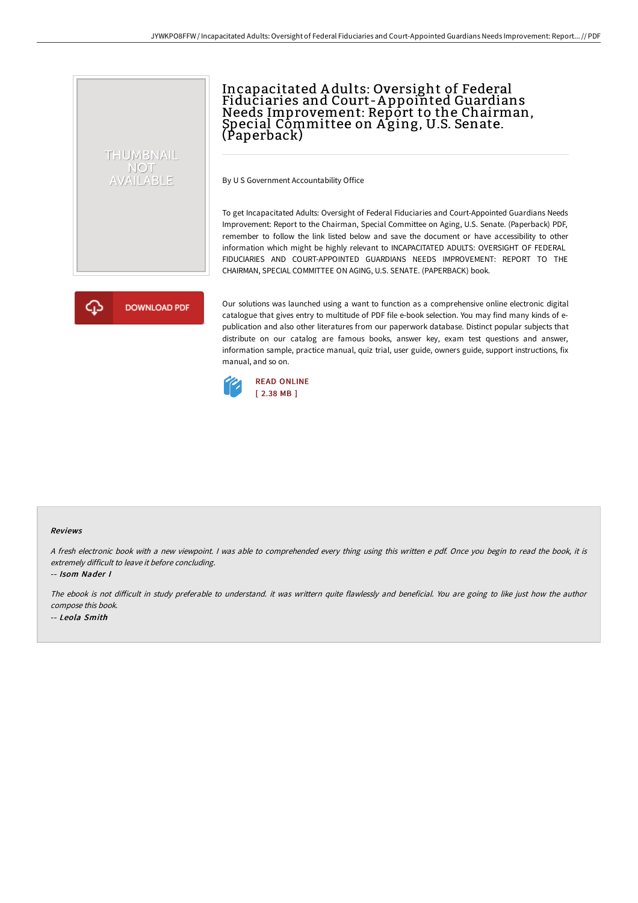# Incapacitated Adults: Oversight of Federal Fiduciaries and Court-Appointed Guardians Needs Improvement: Report to the Chairman, Special Committee on Aging, U.S. Senate. (Paperback)

THUMBNAIL NOT AVAILABLE

By U S Government Accountability Office

To get Incapacitated Adults: Oversight of Federal Fiduciaries and Court-Appointed Guardians Needs Improvement: Report to the Chairman, Special Committee on Aging, U.S. Senate. (Paperback) PDF, remember to follow the link listed below and save the document or have accessibility to other information which might be highly relevant to INCAPACITATED ADULTS: OVERSIGHT OF FEDERAL FIDUCIARIES AND COURT-APPOINTED GUARDIANS NEEDS IMPROVEMENT: REPORT TO THE CHAIRMAN, SPECIAL COMMITTEE ON AGING, U.S. SENATE. (PAPERBACK) book.

DOWNLOAD PDF

Our solutions was launched using a want to function as a comprehensive online electronic digital catalogue that gives entry to multitude of PDF file e-book selection. You may find many kinds of e-publication and also other literatures from our paperwork database. Distinct popular subjects that distribute on our catalog are famous books, answer key, exam test questions and answer, information sample, practice manual, quiz trial, user guide, owners guide, support instructions, fix manual, and so on.

READ ONLINE
[ 2.38 MB ]

## Reviews

*A fresh electronic book with a new viewpoint. I was able to comprehended every thing using this written e pdf. Once you begin to read the book, it is extremely difficult to leave it before concluding.*

-- *Isom Nader I*

*The ebook is not difficult in study preferable to understand. it was writtern quite flawlessly and beneficial. You are going to like just how the author compose this book.*

-- *Leola Smith*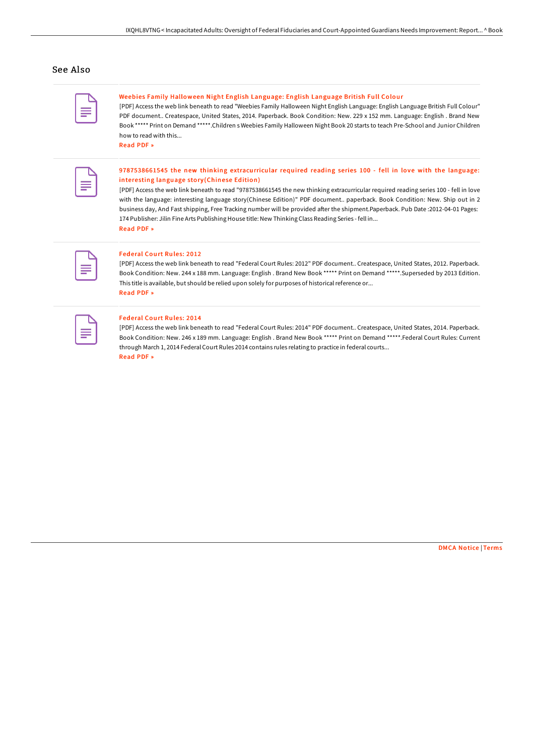## See Also

### Weebies Family Halloween Night English Language: English Language British Full Colour

[PDF] Access the web link beneath to read "Weebies Family Halloween Night English Language: English Language British Full Colour" PDF document.. Createspace, United States, 2014. Paperback. Book Condition: New. 229 x 152 mm. Language: English . Brand New Book ***** Print on Demand *****.Children s Weebies Family Halloween Night Book 20 starts to teach Pre-School and Junior Children how to read with this...

Read PDF »

### 9787538661545 the new thinking extracurricular required reading series 100 - fell in love with the language: interesting language story(Chinese Edition)

[PDF] Access the web link beneath to read "9787538661545 the new thinking extracurricular required reading series 100 - fell in love with the language: interesting language story(Chinese Edition)" PDF document.. paperback. Book Condition: New. Ship out in 2 business day, And Fast shipping, Free Tracking number will be provided after the shipment.Paperback. Pub Date :2012-04-01 Pages: 174 Publisher: Jilin Fine Arts Publishing House title: New Thinking Class Reading Series - fell in...

Read PDF »

### Federal Court Rules: 2012

[PDF] Access the web link beneath to read "Federal Court Rules: 2012" PDF document.. Createspace, United States, 2012. Paperback. Book Condition: New. 244 x 188 mm. Language: English . Brand New Book ***** Print on Demand *****.Superseded by 2013 Edition. This title is available, but should be relied upon solely for purposes of historical reference or...

Read PDF »

### Federal Court Rules: 2014

[PDF] Access the web link beneath to read "Federal Court Rules: 2014" PDF document.. Createspace, United States, 2014. Paperback. Book Condition: New. 246 x 189 mm. Language: English . Brand New Book ***** Print on Demand *****.Federal Court Rules: Current through March 1, 2014 Federal Court Rules 2014 contains rules relating to practice in federal courts...

Read PDF »